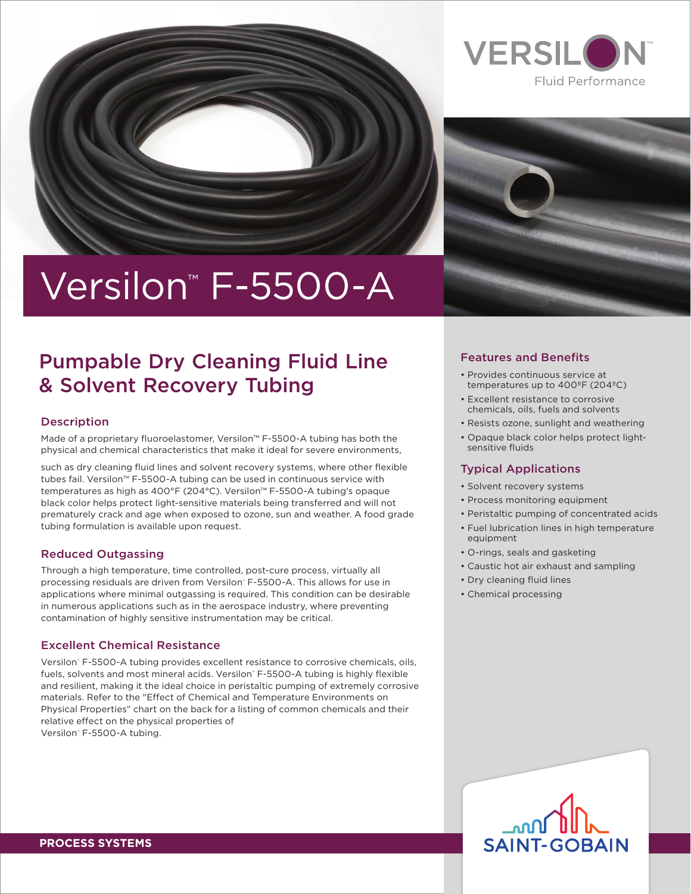# Versilon™ F-5500-A

## Pumpable Dry Cleaning Fluid Line & Solvent Recovery Tubing

### Description

Made of a proprietary fluoroelastomer, Versilon™ F-5500-A tubing has both the physical and chemical characteristics that make it ideal for severe environments, such as dry cleaning fluid lines and solvent recovery systems, where other flexible tubes fail. Versilon™ F-5500-A tubing can be used in continuous service with temperatures as high as 400°F (204°C). Versilon™ F-5500-A tubing's opaque black color helps protect light-sensitive materials being transferred and will not prematurely crack and age when exposed to ozone, sun and weather. A food grade tubing formulation is available upon request.

### Reduced Outgassing

Through a high temperature, time controlled, post-cure process, virtually all processing residuals are driven from Versilon™ F-5500-A. This allows for use in applications where minimal outgassing is required. This condition can be desirable in numerous applications such as in the aerospace industry, where preventing contamination of highly sensitive instrumentation may be critical.

### Excellent Chemical Resistance

Versilon™ F-5500-A tubing provides excellent resistance to corrosive chemicals, oils, fuels, solvents and most mineral acids. Versilon™ F-5500-A tubing is highly flexible and resilient, making it the ideal choice in peristaltic pumping of extremely corrosive materials. Refer to the "Effect of Chemical and Temperature Environments on Physical Properties" chart on the back for a listing of common chemicals and their relative effect on the physical properties of Versilon™ F-5500-A tubing.

### Features and Benefits

- Provides continuous service at temperatures up to 400ºF (204ºC)
- Excellent resistance to corrosive chemicals, oils, fuels and solvents
- Resists ozone, sunlight and weathering
- Opaque black color helps protect light-sensitive fluids

### Typical Applications

- Solvent recovery systems
- Process monitoring equipment
- Peristaltic pumping of concentrated acids
- Fuel lubrication lines in high temperature equipment
- O-rings, seals and gasketing
- Caustic hot air exhaust and sampling
- Dry cleaning fluid lines
- Chemical processing

**PROCESS SYSTEMS**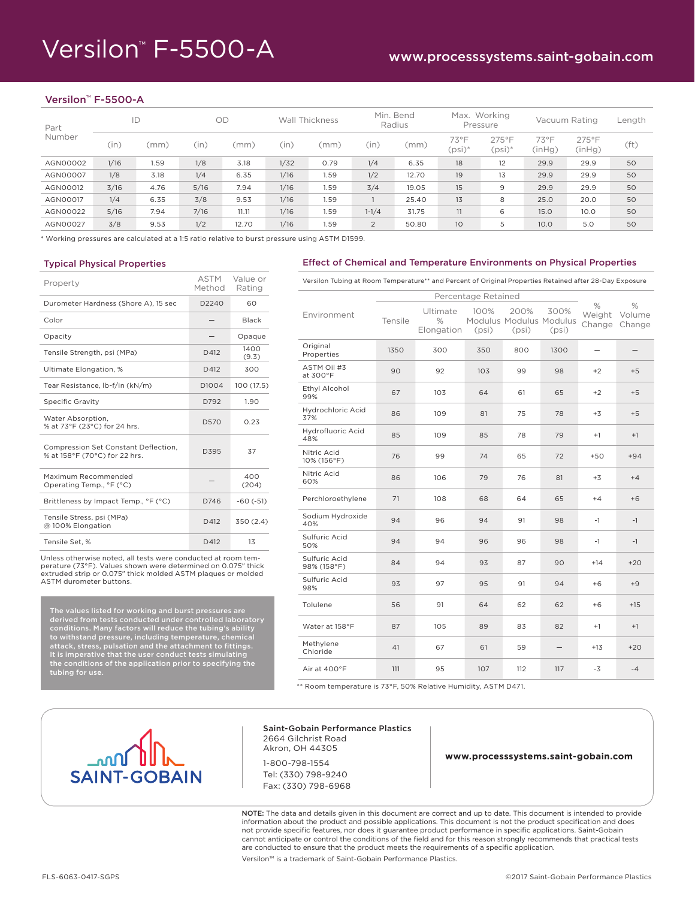# Versilon™ F-5500-A

www.processsystems.saint-gobain.com

## Versilon™ F-5500-A

| Part Number | ID | | OD | | Wall Thickness | | Min. Bend Radius | | Max. Working Pressure | | Vacuum Rating | | Length |
|---|---|---|---|---|---|---|---|---|---|---|---|---|---|
| | (in) | (mm) | (in) | (mm) | (in) | (mm) | (in) | (mm) | 73°F (psi)* | 275°F (psi)* | 73°F (inHg) | 275°F (inHg) | (ft) |
| AGN00002 | 1/16 | 1.59 | 1/8 | 3.18 | 1/32 | 0.79 | 1/4 | 6.35 | 18 | 12 | 29.9 | 29.9 | 50 |
| AGN00007 | 1/8 | 3.18 | 1/4 | 6.35 | 1/16 | 1.59 | 1/2 | 12.70 | 19 | 13 | 29.9 | 29.9 | 50 |
| AGN00012 | 3/16 | 4.76 | 5/16 | 7.94 | 1/16 | 1.59 | 3/4 | 19.05 | 15 | 9 | 29.9 | 29.9 | 50 |
| AGN00017 | 1/4 | 6.35 | 3/8 | 9.53 | 1/16 | 1.59 | 1 | 25.40 | 13 | 8 | 25.0 | 20.0 | 50 |
| AGN00022 | 5/16 | 7.94 | 7/16 | 11.11 | 1/16 | 1.59 | 1-1/4 | 31.75 | 11 | 6 | 15.0 | 10.0 | 50 |
| AGN00027 | 3/8 | 9.53 | 1/2 | 12.70 | 1/16 | 1.59 | 2 | 50.80 | 10 | 5 | 10.0 | 5.0 | 50 |

* Working pressures are calculated at a 1:5 ratio relative to burst pressure using ASTM D1599.

## Typical Physical Properties

| Property | ASTM Method | Value or Rating |
|---|---|---|
| Durometer Hardness (Shore A), 15 sec | D2240 | 60 |
| Color | — | Black |
| Opacity | — | Opaque |
| Tensile Strength, psi (MPa) | D412 | 1400 (9.3) |
| Ultimate Elongation, % | D412 | 300 |
| Tear Resistance, lb-f/in (kN/m) | D1004 | 100 (17.5) |
| Specific Gravity | D792 | 1.90 |
| Water Absorption, % at 73°F (23°C) for 24 hrs. | D570 | 0.23 |
| Compression Set Constant Deflection, % at 158°F (70°C) for 22 hrs. | D395 | 37 |
| Maximum Recommended Operating Temp., °F (°C) | — | 400 (204) |
| Brittleness by Impact Temp., °F (°C) | D746 | -60 (-51) |
| Tensile Stress, psi (MPa) @ 100% Elongation | D412 | 350 (2.4) |
| Tensile Set, % | D412 | 13 |

Unless otherwise noted, all tests were conducted at room temperature (73°F). Values shown were determined on 0.075" thick extruded strip or 0.075" thick molded ASTM plaques or molded ASTM durometer buttons.

**The values listed for working and burst pressures are derived from tests conducted under controlled laboratory conditions. Many factors will reduce the tubing's ability to withstand pressure, including temperature, chemical attack, stress, pulsation and the attachment to fittings. It is imperative that the user conduct tests simulating the conditions of the application prior to specifying the tubing for use.**

## Effect of Chemical and Temperature Environments on Physical Properties

Versilon Tubing at Room Temperature** and Percent of Original Properties Retained after 28-Day Exposure

| Environment | Percentage Retained | | | | | % Weight Change | % Volume Change |
|---|---|---|---|---|---|---|---|
| | Tensile | Ultimate % Elongation | 100% Modulus (psi) | 200% Modulus (psi) | 300% Modulus (psi) | | |
| Original Properties | 1350 | 300 | 350 | 800 | 1300 | — | — |
| ASTM Oil #3 at 300°F | 90 | 92 | 103 | 99 | 98 | +2 | +5 |
| Ethyl Alcohol 99% | 67 | 103 | 64 | 61 | 65 | +2 | +5 |
| Hydrochloric Acid 37% | 86 | 109 | 81 | 75 | 78 | +3 | +5 |
| Hydrofluoric Acid 48% | 85 | 109 | 85 | 78 | 79 | +1 | +1 |
| Nitric Acid 10% (156°F) | 76 | 99 | 74 | 65 | 72 | +50 | +94 |
| Nitric Acid 60% | 86 | 106 | 79 | 76 | 81 | +3 | +4 |
| Perchloroethylene | 71 | 108 | 68 | 64 | 65 | +4 | +6 |
| Sodium Hydroxide 40% | 94 | 96 | 94 | 91 | 98 | -1 | -1 |
| Sulfuric Acid 50% | 94 | 94 | 96 | 96 | 98 | -1 | -1 |
| Sulfuric Acid 98% (158°F) | 84 | 94 | 93 | 87 | 90 | +14 | +20 |
| Sulfuric Acid 98% | 93 | 97 | 95 | 91 | 94 | +6 | +9 |
| Toluene | 56 | 91 | 64 | 62 | 62 | +6 | +15 |
| Water at 158°F | 87 | 105 | 89 | 83 | 82 | +1 | +1 |
| Methylene Chloride | 41 | 67 | 61 | 59 | — | +13 | +20 |
| Air at 400°F | 111 | 95 | 107 | 112 | 117 | -3 | -4 |

** Room temperature is 73°F, 50% Relative Humidity, ASTM D471.

SAINT-GOBAIN

**Saint-Gobain Performance Plastics**
2664 Gilchrist Road
Akron, OH 44305

1-800-798-1554
Tel: (330) 798-9240
Fax: (330) 798-6968

**www.processsystems.saint-gobain.com**

**NOTE:** The data and details given in this document are correct and up to date. This document is intended to provide information about the product and possible applications. This document is not the product specification and does not provide specific features, nor does it guarantee product performance in specific applications. Saint-Gobain cannot anticipate or control the conditions of the field and for this reason strongly recommends that practical tests are conducted to ensure that the product meets the requirements of a specific application.

Versilon™ is a trademark of Saint-Gobain Performance Plastics.

FLS-6063-0417-SGPS

©2017 Saint-Gobain Performance Plastics